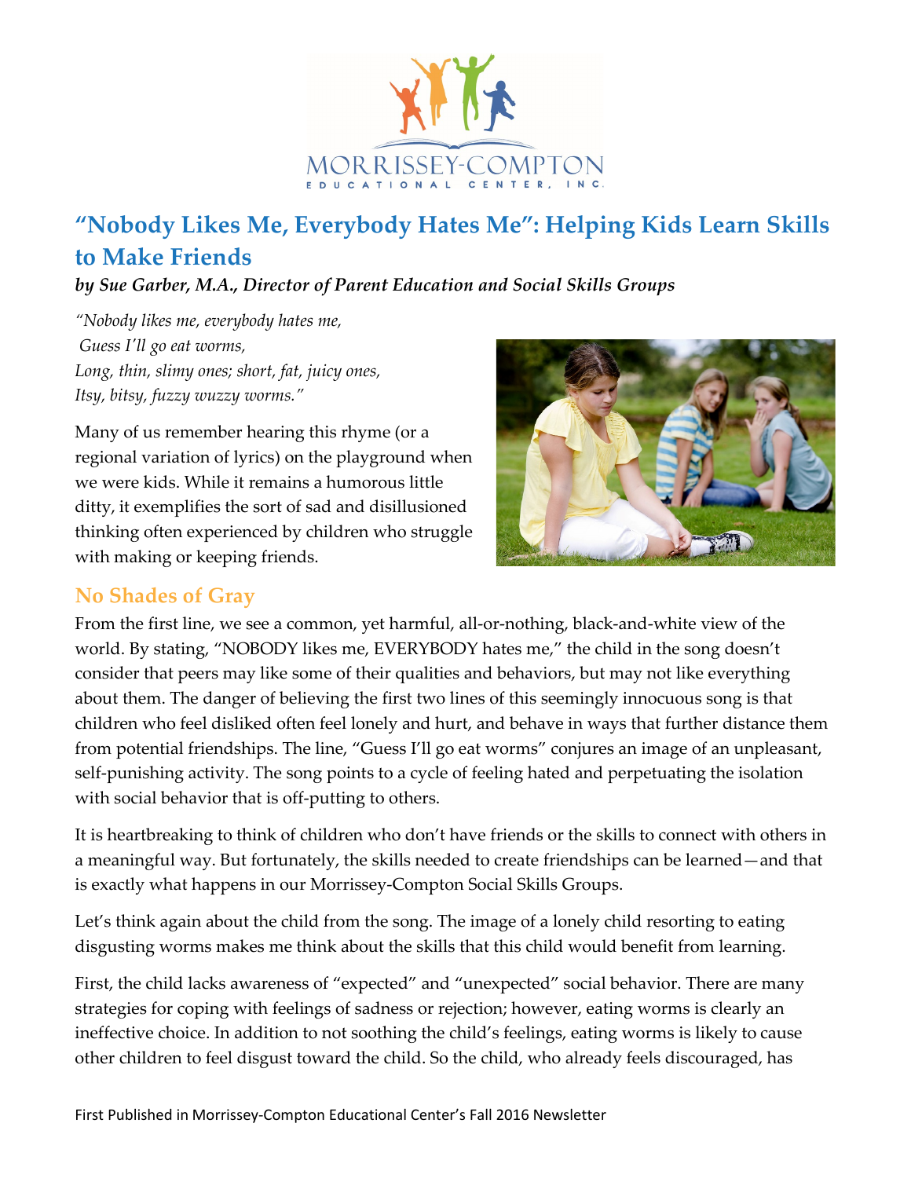# "Nobody Likes Me, Everybody Hates Me": Helping Kids Learn Skills to Make Friends

***by Sue Garber, M.A., Director of Parent Education and Social Skills Groups***

*"Nobody likes me, everybody hates me,*
*Guess I'll go eat worms,*
*Long, thin, slimy ones; short, fat, juicy ones,*
*Itsy, bitsy, fuzzy wuzzy worms."*

Many of us remember hearing this rhyme (or a regional variation of lyrics) on the playground when we were kids. While it remains a humorous little ditty, it exemplifies the sort of sad and disillusioned thinking often experienced by children who struggle with making or keeping friends.

## No Shades of Gray

From the first line, we see a common, yet harmful, all-or-nothing, black-and-white view of the world. By stating, "NOBODY likes me, EVERYBODY hates me," the child in the song doesn't consider that peers may like some of their qualities and behaviors, but may not like everything about them. The danger of believing the first two lines of this seemingly innocuous song is that children who feel disliked often feel lonely and hurt, and behave in ways that further distance them from potential friendships. The line, "Guess I'll go eat worms" conjures an image of an unpleasant, self-punishing activity. The song points to a cycle of feeling hated and perpetuating the isolation with social behavior that is off-putting to others.

It is heartbreaking to think of children who don't have friends or the skills to connect with others in a meaningful way. But fortunately, the skills needed to create friendships can be learned—and that is exactly what happens in our Morrissey-Compton Social Skills Groups.

Let's think again about the child from the song. The image of a lonely child resorting to eating disgusting worms makes me think about the skills that this child would benefit from learning.

First, the child lacks awareness of "expected" and "unexpected" social behavior. There are many strategies for coping with feelings of sadness or rejection; however, eating worms is clearly an ineffective choice. In addition to not soothing the child's feelings, eating worms is likely to cause other children to feel disgust toward the child. So the child, who already feels discouraged, has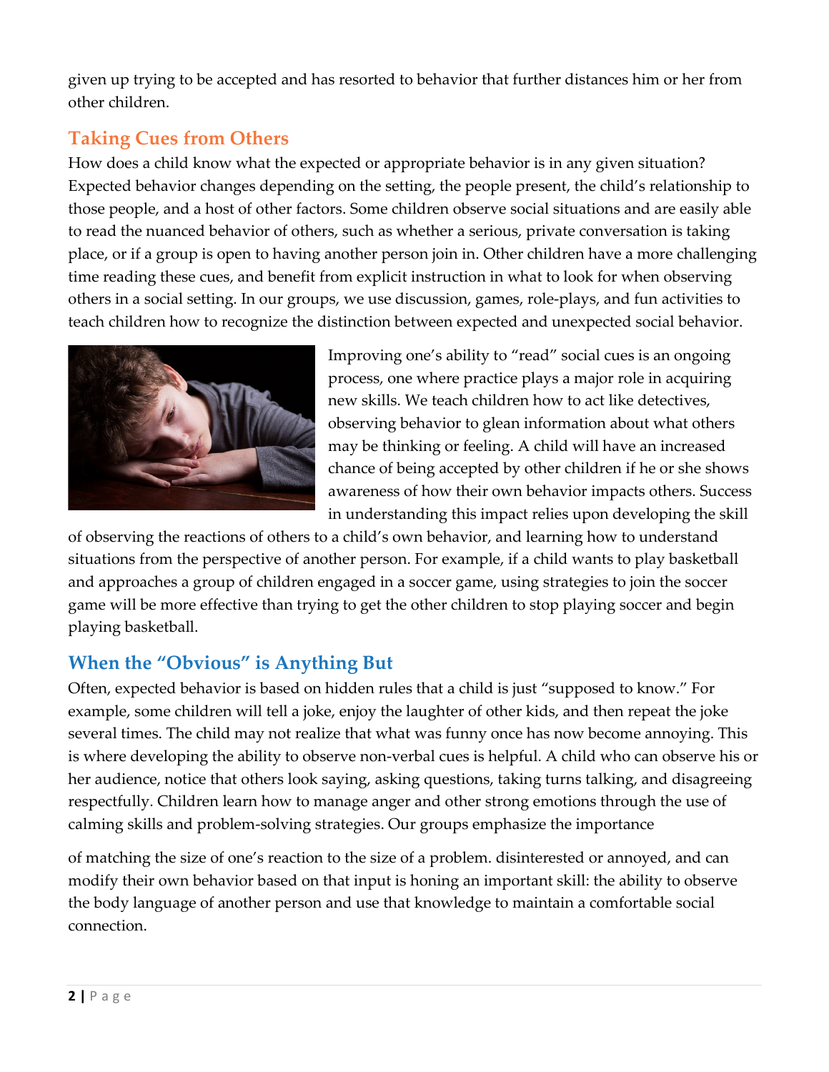given up trying to be accepted and has resorted to behavior that further distances him or her from other children.

## Taking Cues from Others

How does a child know what the expected or appropriate behavior is in any given situation? Expected behavior changes depending on the setting, the people present, the child's relationship to those people, and a host of other factors. Some children observe social situations and are easily able to read the nuanced behavior of others, such as whether a serious, private conversation is taking place, or if a group is open to having another person join in. Other children have a more challenging time reading these cues, and benefit from explicit instruction in what to look for when observing others in a social setting. In our groups, we use discussion, games, role-plays, and fun activities to teach children how to recognize the distinction between expected and unexpected social behavior.

Improving one's ability to "read" social cues is an ongoing process, one where practice plays a major role in acquiring new skills. We teach children how to act like detectives, observing behavior to glean information about what others may be thinking or feeling. A child will have an increased chance of being accepted by other children if he or she shows awareness of how their own behavior impacts others. Success in understanding this impact relies upon developing the skill of observing the reactions of others to a child's own behavior, and learning how to understand situations from the perspective of another person. For example, if a child wants to play basketball and approaches a group of children engaged in a soccer game, using strategies to join the soccer game will be more effective than trying to get the other children to stop playing soccer and begin playing basketball.

## When the "Obvious" is Anything But

Often, expected behavior is based on hidden rules that a child is just "supposed to know." For example, some children will tell a joke, enjoy the laughter of other kids, and then repeat the joke several times. The child may not realize that what was funny once has now become annoying. This is where developing the ability to observe non-verbal cues is helpful. A child who can observe his or her audience, notice that others look saying, asking questions, taking turns talking, and disagreeing respectfully. Children learn how to manage anger and other strong emotions through the use of calming skills and problem-solving strategies. Our groups emphasize the importance

of matching the size of one's reaction to the size of a problem. disinterested or annoyed, and can modify their own behavior based on that input is honing an important skill: the ability to observe the body language of another person and use that knowledge to maintain a comfortable social connection.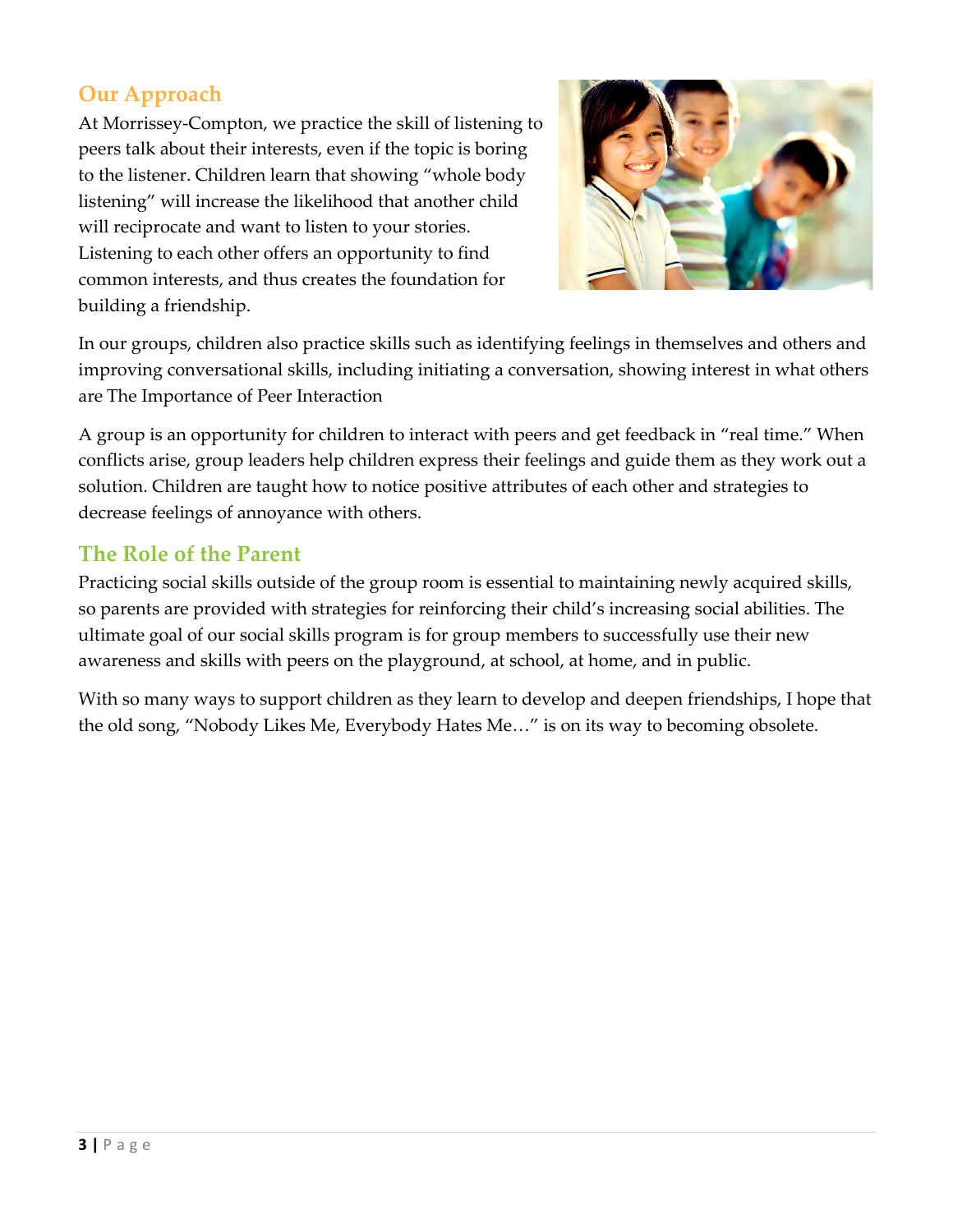## Our Approach

At Morrissey-Compton, we practice the skill of listening to peers talk about their interests, even if the topic is boring to the listener. Children learn that showing "whole body listening" will increase the likelihood that another child will reciprocate and want to listen to your stories. Listening to each other offers an opportunity to find common interests, and thus creates the foundation for building a friendship.

In our groups, children also practice skills such as identifying feelings in themselves and others and improving conversational skills, including initiating a conversation, showing interest in what others are The Importance of Peer Interaction

A group is an opportunity for children to interact with peers and get feedback in "real time." When conflicts arise, group leaders help children express their feelings and guide them as they work out a solution. Children are taught how to notice positive attributes of each other and strategies to decrease feelings of annoyance with others.

## The Role of the Parent

Practicing social skills outside of the group room is essential to maintaining newly acquired skills, so parents are provided with strategies for reinforcing their child's increasing social abilities. The ultimate goal of our social skills program is for group members to successfully use their new awareness and skills with peers on the playground, at school, at home, and in public.

With so many ways to support children as they learn to develop and deepen friendships, I hope that the old song, "Nobody Likes Me, Everybody Hates Me…" is on its way to becoming obsolete.